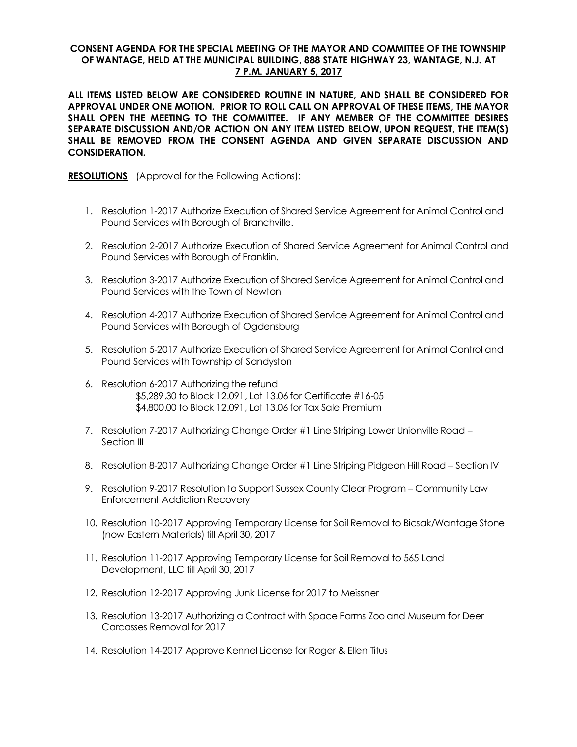**CONSENT AGENDA FOR THE SPECIAL MEETING OF THE MAYOR AND COMMITTEE OF THE TOWNSHIP OF WANTAGE, HELD AT THE MUNICIPAL BUILDING, 888 STATE HIGHWAY 23, WANTAGE, N.J. AT 7 P.M. JANUARY 5, 2017**

**ALL ITEMS LISTED BELOW ARE CONSIDERED ROUTINE IN NATURE, AND SHALL BE CONSIDERED FOR APPROVAL UNDER ONE MOTION. PRIOR TO ROLL CALL ON APPROVAL OF THESE ITEMS, THE MAYOR SHALL OPEN THE MEETING TO THE COMMITTEE. IF ANY MEMBER OF THE COMMITTEE DESIRES SEPARATE DISCUSSION AND/OR ACTION ON ANY ITEM LISTED BELOW, UPON REQUEST, THE ITEM(S) SHALL BE REMOVED FROM THE CONSENT AGENDA AND GIVEN SEPARATE DISCUSSION AND CONSIDERATION.**

**RESOLUTIONS** (Approval for the Following Actions):

1. Resolution 1-2017 Authorize Execution of Shared Service Agreement for Animal Control and Pound Services with Borough of Branchville.
2. Resolution 2-2017 Authorize Execution of Shared Service Agreement for Animal Control and Pound Services with Borough of Franklin.
3. Resolution 3-2017 Authorize Execution of Shared Service Agreement for Animal Control and Pound Services with the Town of Newton
4. Resolution 4-2017 Authorize Execution of Shared Service Agreement for Animal Control and Pound Services with Borough of Ogdensburg
5. Resolution 5-2017 Authorize Execution of Shared Service Agreement for Animal Control and Pound Services with Township of Sandyston
6. Resolution 6-2017 Authorizing the refund
   - $5,289.30 to Block 12.091, Lot 13.06 for Certificate #16-05
   - $4,800.00 to Block 12.091, Lot 13.06 for Tax Sale Premium
7. Resolution 7-2017 Authorizing Change Order #1 Line Striping Lower Unionville Road – Section III
8. Resolution 8-2017 Authorizing Change Order #1 Line Striping Pidgeon Hill Road – Section IV
9. Resolution 9-2017 Resolution to Support Sussex County Clear Program – Community Law Enforcement Addiction Recovery
10. Resolution 10-2017 Approving Temporary License for Soil Removal to Bicsak/Wantage Stone (now Eastern Materials) till April 30, 2017
11. Resolution 11-2017 Approving Temporary License for Soil Removal to 565 Land Development, LLC till April 30, 2017
12. Resolution 12-2017 Approving Junk License for 2017 to Meissner
13. Resolution 13-2017 Authorizing a Contract with Space Farms Zoo and Museum for Deer Carcasses Removal for 2017
14. Resolution 14-2017 Approve Kennel License for Roger & Ellen Titus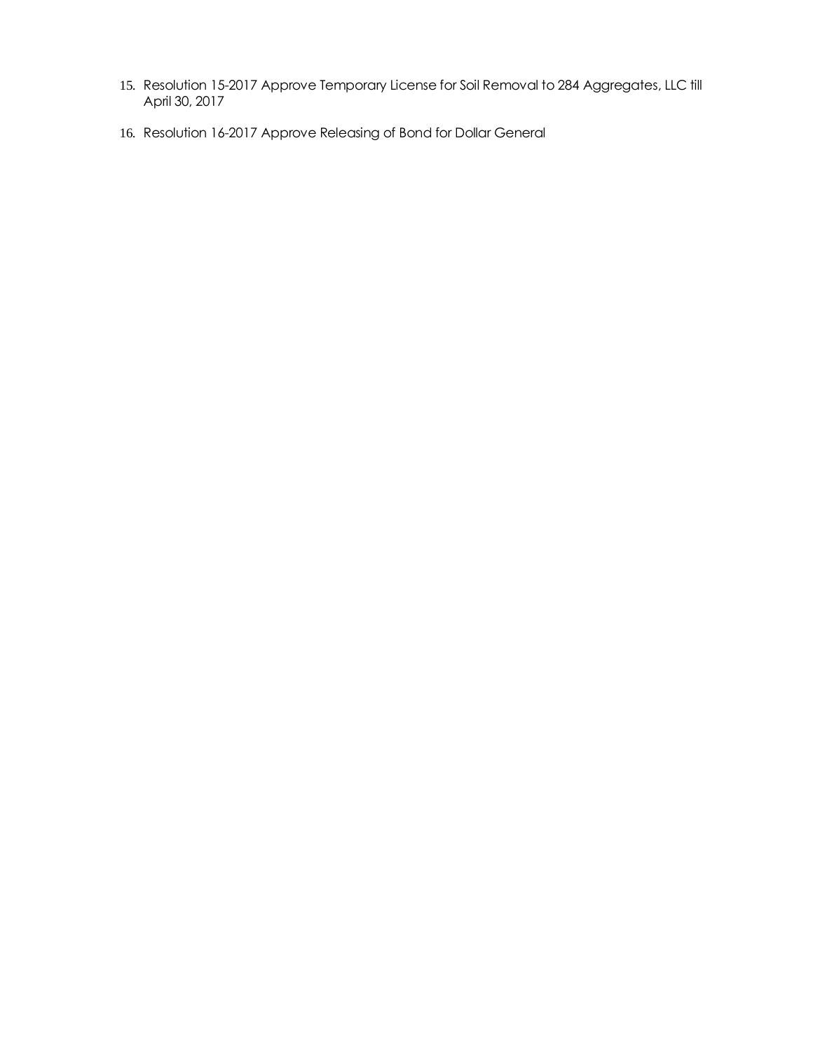15. Resolution 15-2017 Approve Temporary License for Soil Removal to 284 Aggregates, LLC till April 30, 2017

16. Resolution 16-2017 Approve Releasing of Bond for Dollar General